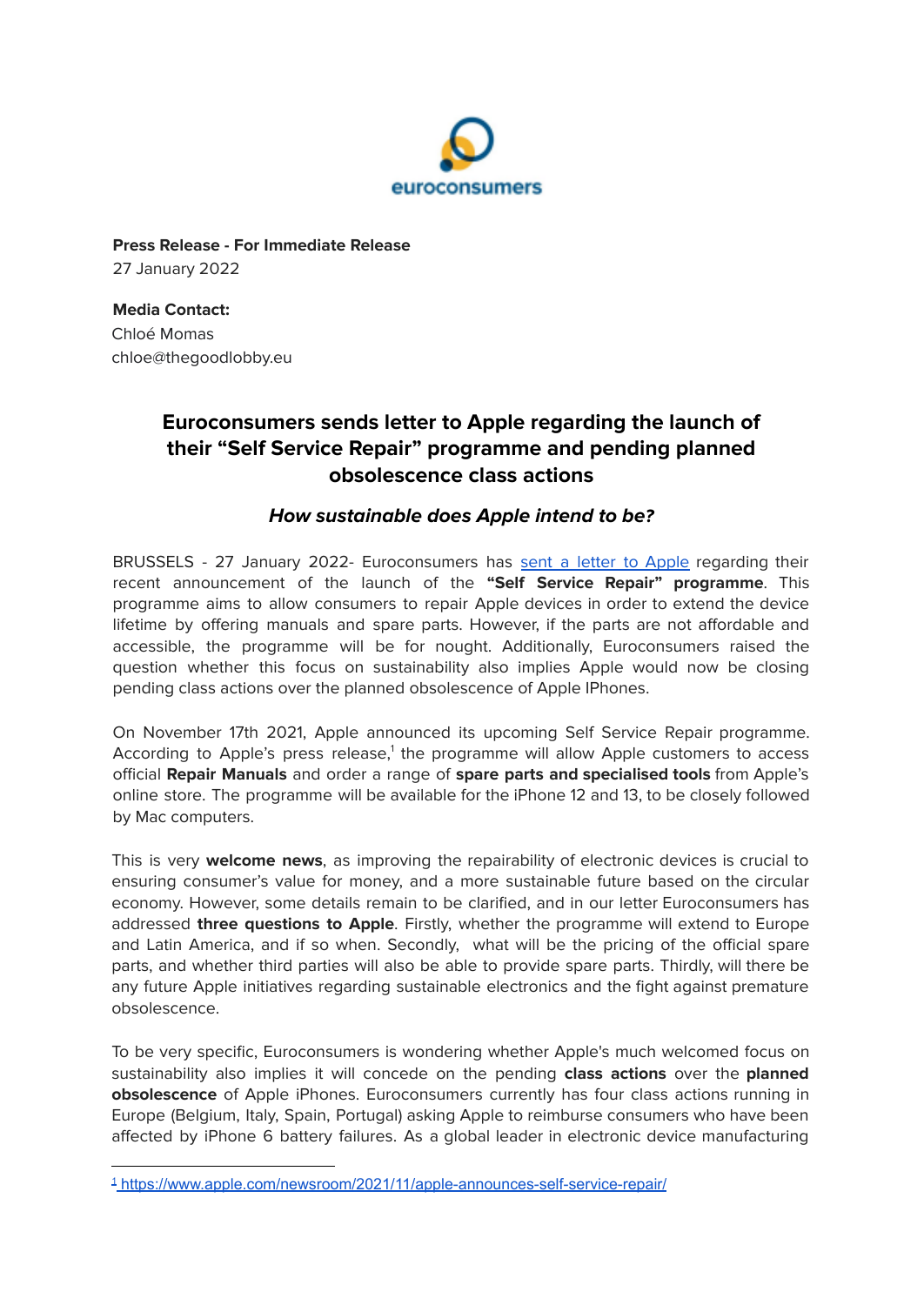euroconsumers

**Press Release - For Immediate Release**
27 January 2022

**Media Contact:**
Chloé Momas
chloe@thegoodlobby.eu

# Euroconsumers sends letter to Apple regarding the launch of their "Self Service Repair" programme and pending planned obsolescence class actions

## *How sustainable does Apple intend to be?*

BRUSSELS - 27 January 2022- Euroconsumers has [sent a letter to Apple]() regarding their recent announcement of the launch of the **"Self Service Repair" programme**. This programme aims to allow consumers to repair Apple devices in order to extend the device lifetime by offering manuals and spare parts. However, if the parts are not affordable and accessible, the programme will be for nought. Additionally, Euroconsumers raised the question whether this focus on sustainability also implies Apple would now be closing pending class actions over the planned obsolescence of Apple IPhones.

On November 17th 2021, Apple announced its upcoming Self Service Repair programme. According to Apple's press release,[1] the programme will allow Apple customers to access official **Repair Manuals** and order a range of **spare parts and specialised tools** from Apple's online store. The programme will be available for the iPhone 12 and 13, to be closely followed by Mac computers.

This is very **welcome news**, as improving the repairability of electronic devices is crucial to ensuring consumer's value for money, and a more sustainable future based on the circular economy. However, some details remain to be clarified, and in our letter Euroconsumers has addressed **three questions to Apple**. Firstly, whether the programme will extend to Europe and Latin America, and if so when. Secondly, what will be the pricing of the official spare parts, and whether third parties will also be able to provide spare parts. Thirdly, will there be any future Apple initiatives regarding sustainable electronics and the fight against premature obsolescence.

To be very specific, Euroconsumers is wondering whether Apple's much welcomed focus on sustainability also implies it will concede on the pending **class actions** over the **planned obsolescence** of Apple iPhones. Euroconsumers currently has four class actions running in Europe (Belgium, Italy, Spain, Portugal) asking Apple to reimburse consumers who have been affected by iPhone 6 battery failures. As a global leader in electronic device manufacturing

[1] https://www.apple.com/newsroom/2021/11/apple-announces-self-service-repair/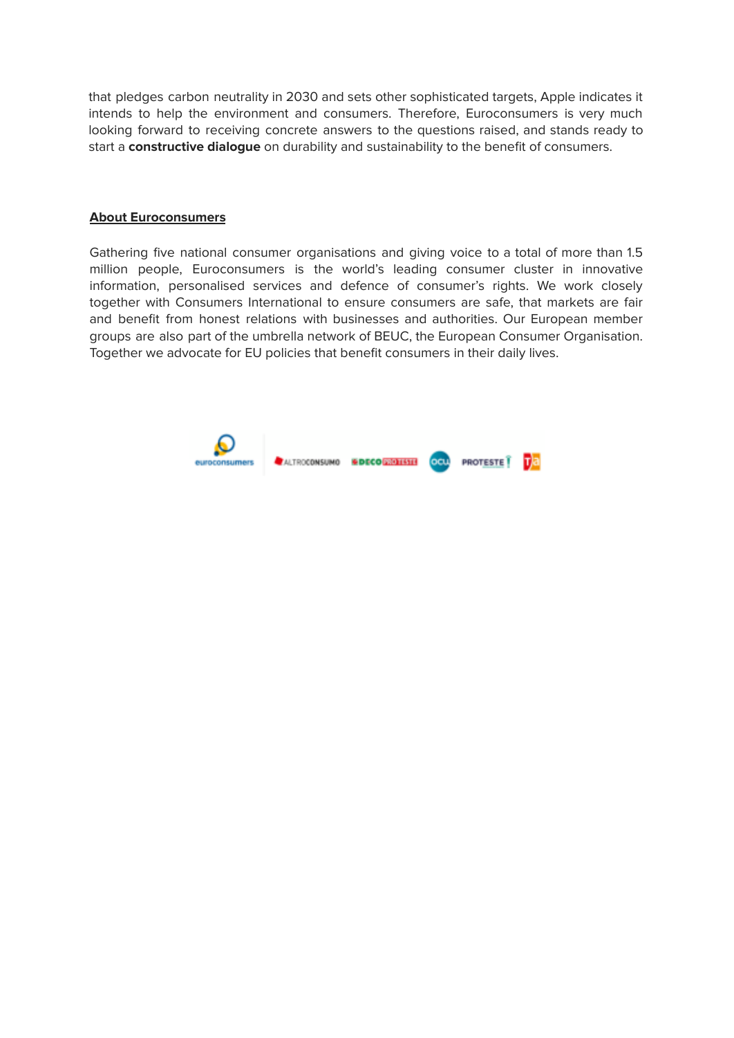that pledges carbon neutrality in 2030 and sets other sophisticated targets, Apple indicates it intends to help the environment and consumers. Therefore, Euroconsumers is very much looking forward to receiving concrete answers to the questions raised, and stands ready to start a **constructive dialogue** on durability and sustainability to the benefit of consumers.

## About Euroconsumers

Gathering five national consumer organisations and giving voice to a total of more than 1.5 million people, Euroconsumers is the world's leading consumer cluster in innovative information, personalised services and defence of consumer's rights. We work closely together with Consumers International to ensure consumers are safe, that markets are fair and benefit from honest relations with businesses and authorities. Our European member groups are also part of the umbrella network of BEUC, the European Consumer Organisation. Together we advocate for EU policies that benefit consumers in their daily lives.